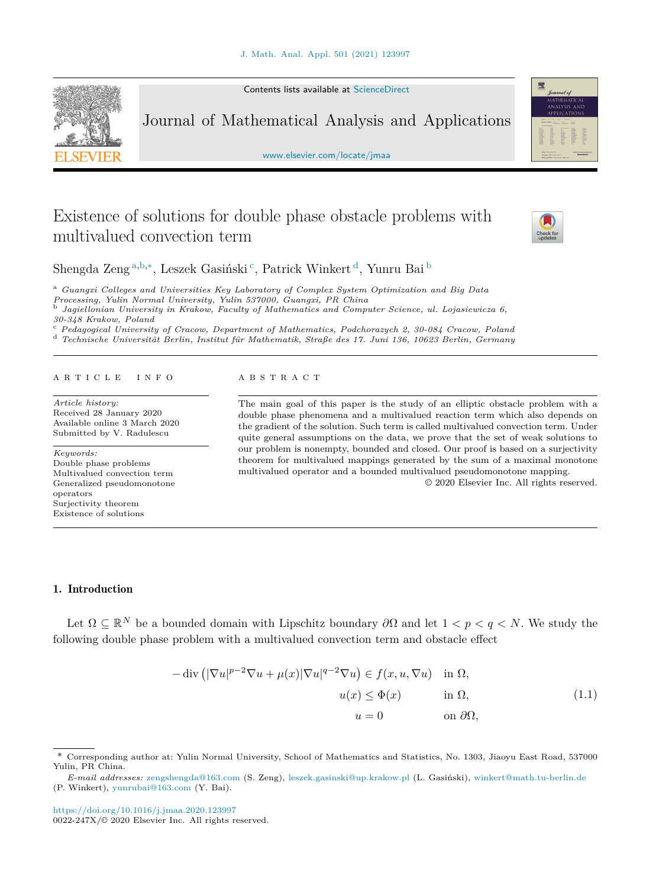# Existence of solutions for double phase obstacle problems with multivalued convection term

Shengda Zeng[a,b,*], Leszek Gasiński[c], Patrick Winkert[d], Yunru Bai[b]

[a] *Guangxi Colleges and Universities Key Laboratory of Complex System Optimization and Big Data Processing, Yulin Normal University, Yulin 537000, Guangxi, PR China*
[b] *Jagiellonian University in Krakow, Faculty of Mathematics and Computer Science, ul. Lojasiewicza 6, 30-348 Krakow, Poland*
[c] *Pedagogical University of Cracow, Department of Mathematics, Podchorazych 2, 30-084 Cracow, Poland*
[d] *Technische Universität Berlin, Institut für Mathematik, Straße des 17. Juni 136, 10623 Berlin, Germany*

## ARTICLE INFO

*Article history:*
Received 28 January 2020
Available online 3 March 2020
Submitted by V. Radulescu

*Keywords:*
Double phase problems
Multivalued convection term
Generalized pseudomonotone operators
Surjectivity theorem
Existence of solutions

## ABSTRACT

The main goal of this paper is the study of an elliptic obstacle problem with a double phase phenomena and a multivalued reaction term which also depends on the gradient of the solution. Such term is called multivalued convection term. Under quite general assumptions on the data, we prove that the set of weak solutions to our problem is nonempty, bounded and closed. Our proof is based on a surjectivity theorem for multivalued mappings generated by the sum of a maximal monotone multivalued operator and a bounded multivalued pseudomonotone mapping.

© 2020 Elsevier Inc. All rights reserved.

## 1. Introduction

Let $\Omega \subseteq \mathbb{R}^N$ be a bounded domain with Lipschitz boundary $\partial\Omega$ and let $1 < p < q < N$. We study the following double phase problem with a multivalued convection term and obstacle effect

$$
\begin{aligned}
-\operatorname{div}\left(|\nabla u|^{p-2}\nabla u + \mu(x)|\nabla u|^{q-2}\nabla u\right) &\in f(x, u, \nabla u) && \text{in } \Omega,\\
u(x) &\leq \Phi(x) && \text{in } \Omega,\\
u &= 0 && \text{on } \partial\Omega,
\end{aligned}
\tag{1.1}
$$

---

\* Corresponding author at: Yulin Normal University, School of Mathematics and Statistics, No. 1303, Jiaoyu East Road, 537000 Yulin, PR China.

*E-mail addresses:* zengshengda@163.com (S. Zeng), leszek.gasinski@up.krakow.pl (L. Gasiński), winkert@math.tu-berlin.de (P. Winkert), yunrubai@163.com (Y. Bai).

https://doi.org/10.1016/j.jmaa.2020.123997
0022-247X/© 2020 Elsevier Inc. All rights reserved.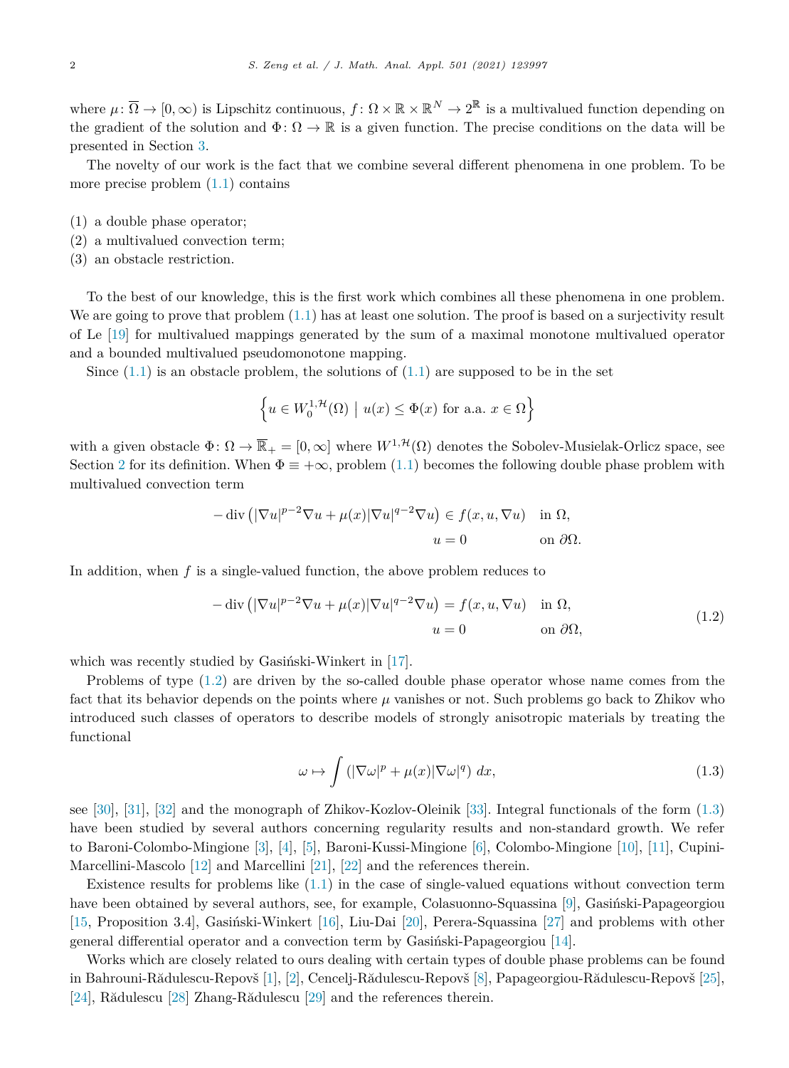where $\mu: \overline{\Omega} \to [0, \infty)$ is Lipschitz continuous, $f: \Omega \times \mathbb{R} \times \mathbb{R}^N \to 2^{\mathbb{R}}$ is a multivalued function depending on the gradient of the solution and $\Phi: \Omega \to \mathbb{R}$ is a given function. The precise conditions on the data will be presented in Section 3.

The novelty of our work is the fact that we combine several different phenomena in one problem. To be more precise problem (1.1) contains

(1) a double phase operator;
(2) a multivalued convection term;
(3) an obstacle restriction.

To the best of our knowledge, this is the first work which combines all these phenomena in one problem. We are going to prove that problem (1.1) has at least one solution. The proof is based on a surjectivity result of Le [19] for multivalued mappings generated by the sum of a maximal monotone multivalued operator and a bounded multivalued pseudomonotone mapping.

Since (1.1) is an obstacle problem, the solutions of (1.1) are supposed to be in the set

$$\left\{ u \in W_0^{1,\mathcal{H}}(\Omega) \mid u(x) \leq \Phi(x) \text{ for a.a. } x \in \Omega \right\}$$

with a given obstacle $\Phi: \Omega \to \overline{\mathbb{R}}_+ = [0, \infty]$ where $W^{1,\mathcal{H}}(\Omega)$ denotes the Sobolev-Musielak-Orlicz space, see Section 2 for its definition. When $\Phi \equiv +\infty$, problem (1.1) becomes the following double phase problem with multivalued convection term

$$\begin{aligned} -\operatorname{div}\left(|\nabla u|^{p-2}\nabla u + \mu(x)|\nabla u|^{q-2}\nabla u\right) &\in f(x, u, \nabla u) \quad \text{in } \Omega, \\ u &= 0 \quad \text{on } \partial\Omega. \end{aligned}$$

In addition, when $f$ is a single-valued function, the above problem reduces to

$$\begin{aligned} -\operatorname{div}\left(|\nabla u|^{p-2}\nabla u + \mu(x)|\nabla u|^{q-2}\nabla u\right) &= f(x, u, \nabla u) \quad \text{in } \Omega, \\ u &= 0 \quad \text{on } \partial\Omega, \end{aligned} \tag{1.2}$$

which was recently studied by Gasiński-Winkert in [17].

Problems of type (1.2) are driven by the so-called double phase operator whose name comes from the fact that its behavior depends on the points where $\mu$ vanishes or not. Such problems go back to Zhikov who introduced such classes of operators to describe models of strongly anisotropic materials by treating the functional

$$\omega \mapsto \int \left(|\nabla \omega|^p + \mu(x)|\nabla \omega|^q\right) dx, \tag{1.3}$$

see [30], [31], [32] and the monograph of Zhikov-Kozlov-Oleinik [33]. Integral functionals of the form (1.3) have been studied by several authors concerning regularity results and non-standard growth. We refer to Baroni-Colombo-Mingione [3], [4], [5], Baroni-Kussi-Mingione [6], Colombo-Mingione [10], [11], Cupini-Marcellini-Mascolo [12] and Marcellini [21], [22] and the references therein.

Existence results for problems like (1.1) in the case of single-valued equations without convection term have been obtained by several authors, see, for example, Colasuonno-Squassina [9], Gasiński-Papageorgiou [15, Proposition 3.4], Gasiński-Winkert [16], Liu-Dai [20], Perera-Squassina [27] and problems with other general differential operator and a convection term by Gasiński-Papageorgiou [14].

Works which are closely related to ours dealing with certain types of double phase problems can be found in Bahrouni-Rădulescu-Repovš [1], [2], Cencelj-Rădulescu-Repovš [8], Papageorgiou-Rădulescu-Repovš [25], [24], Rădulescu [28] Zhang-Rădulescu [29] and the references therein.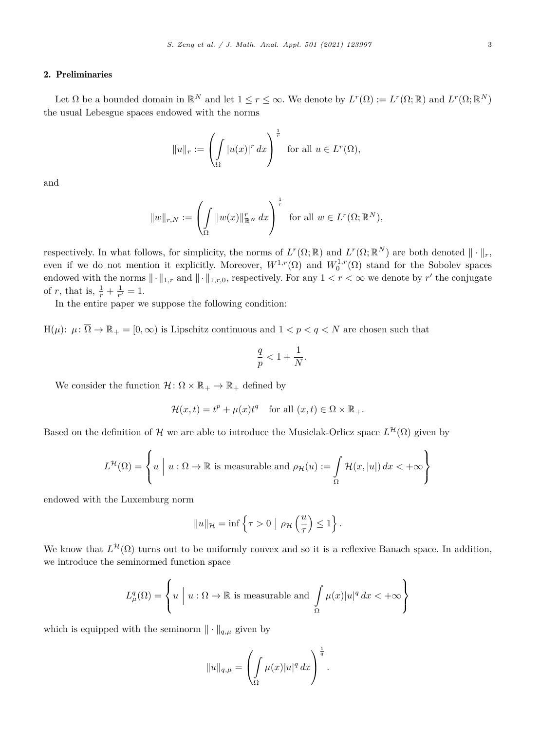## 2. Preliminaries

Let $\Omega$ be a bounded domain in $\mathbb{R}^N$ and let $1 \le r \le \infty$. We denote by $L^r(\Omega) := L^r(\Omega;\mathbb{R})$ and $L^r(\Omega;\mathbb{R}^N)$ the usual Lebesgue spaces endowed with the norms

$$\|u\|_r := \left(\int_\Omega |u(x)|^r \, dx\right)^{\frac{1}{r}} \quad \text{for all } u \in L^r(\Omega),$$

and

$$\|w\|_{r,N} := \left(\int_\Omega \|w(x)\|_{\mathbb{R}^N}^r \, dx\right)^{\frac{1}{r}} \quad \text{for all } w \in L^r(\Omega;\mathbb{R}^N),$$

respectively. In what follows, for simplicity, the norms of $L^r(\Omega;\mathbb{R})$ and $L^r(\Omega;\mathbb{R}^N)$ are both denoted $\|\cdot\|_r$, even if we do not mention it explicitly. Moreover, $W^{1,r}(\Omega)$ and $W_0^{1,r}(\Omega)$ stand for the Sobolev spaces endowed with the norms $\|\cdot\|_{1,r}$ and $\|\cdot\|_{1,r,0}$, respectively. For any $1 < r < \infty$ we denote by $r'$ the conjugate of $r$, that is, $\frac{1}{r} + \frac{1}{r'} = 1$.

In the entire paper we suppose the following condition:

H($\mu$): $\mu\colon \overline{\Omega} \to \mathbb{R}_+ = [0,\infty)$ is Lipschitz continuous and $1 < p < q < N$ are chosen such that

$$\frac{q}{p} < 1 + \frac{1}{N}.$$

We consider the function $\mathcal{H}\colon \Omega \times \mathbb{R}_+ \to \mathbb{R}_+$ defined by

$$\mathcal{H}(x,t) = t^p + \mu(x)t^q \quad \text{for all } (x,t) \in \Omega \times \mathbb{R}_+.$$

Based on the definition of $\mathcal{H}$ we are able to introduce the Musielak-Orlicz space $L^{\mathcal{H}}(\Omega)$ given by

$$L^{\mathcal{H}}(\Omega) = \left\{ u \;\middle|\; u : \Omega \to \mathbb{R} \text{ is measurable and } \rho_{\mathcal{H}}(u) := \int_\Omega \mathcal{H}(x,|u|)\, dx < +\infty \right\}$$

endowed with the Luxemburg norm

$$\|u\|_{\mathcal{H}} = \inf \left\{ \tau > 0 \;\middle|\; \rho_{\mathcal{H}}\left(\frac{u}{\tau}\right) \le 1 \right\}.$$

We know that $L^{\mathcal{H}}(\Omega)$ turns out to be uniformly convex and so it is a reflexive Banach space. In addition, we introduce the seminormed function space

$$L^q_\mu(\Omega) = \left\{ u \;\middle|\; u : \Omega \to \mathbb{R} \text{ is measurable and } \int_\Omega \mu(x)|u|^q \, dx < +\infty \right\}$$

which is equipped with the seminorm $\|\cdot\|_{q,\mu}$ given by

$$\|u\|_{q,\mu} = \left(\int_\Omega \mu(x)|u|^q \, dx\right)^{\frac{1}{q}}.$$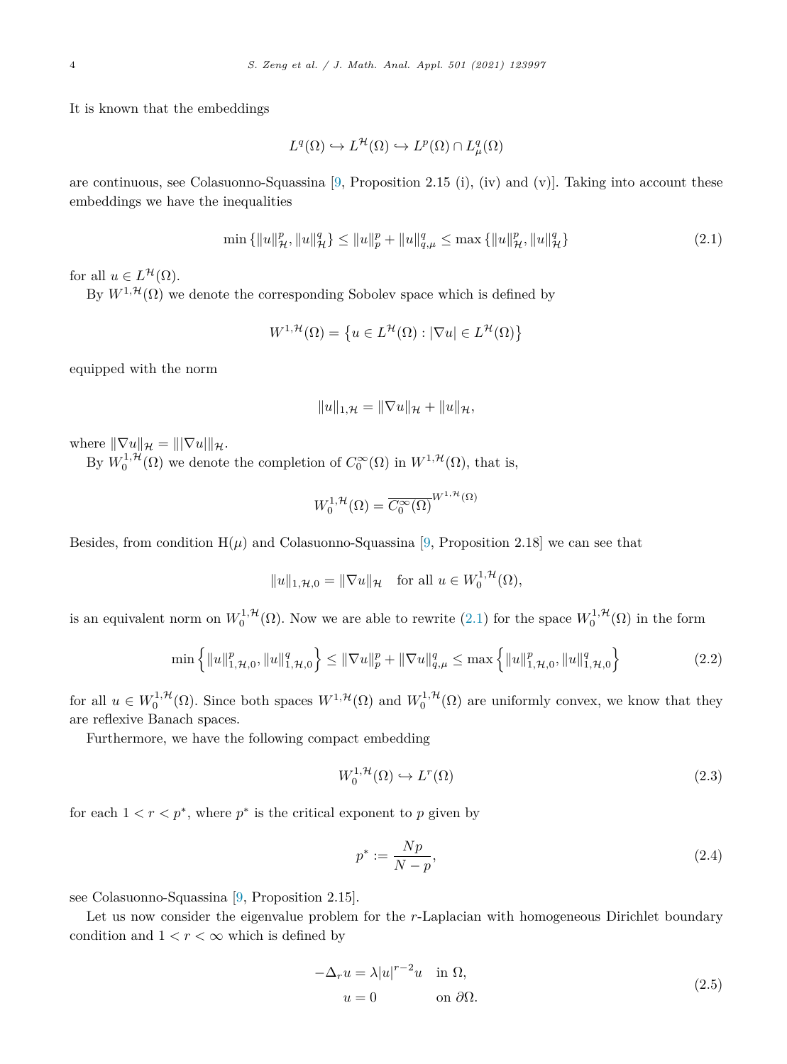It is known that the embeddings

$$L^q(\Omega) \hookrightarrow L^{\mathcal{H}}(\Omega) \hookrightarrow L^p(\Omega) \cap L^q_\mu(\Omega)$$

are continuous, see Colasuonno-Squassina [9, Proposition 2.15 (i), (iv) and (v)]. Taking into account these embeddings we have the inequalities

$$\min\left\{\|u\|_{\mathcal{H}}^p, \|u\|_{\mathcal{H}}^q\right\} \leq \|u\|_p^p + \|u\|_{q,\mu}^q \leq \max\left\{\|u\|_{\mathcal{H}}^p, \|u\|_{\mathcal{H}}^q\right\} \tag{2.1}$$

for all $u \in L^{\mathcal{H}}(\Omega)$.

By $W^{1,\mathcal{H}}(\Omega)$ we denote the corresponding Sobolev space which is defined by

$$W^{1,\mathcal{H}}(\Omega) = \left\{u \in L^{\mathcal{H}}(\Omega) : |\nabla u| \in L^{\mathcal{H}}(\Omega)\right\}$$

equipped with the norm

$$\|u\|_{1,\mathcal{H}} = \|\nabla u\|_{\mathcal{H}} + \|u\|_{\mathcal{H}},$$

where $\|\nabla u\|_{\mathcal{H}} = \||\nabla u|\|_{\mathcal{H}}$.

By $W_0^{1,\mathcal{H}}(\Omega)$ we denote the completion of $C_0^\infty(\Omega)$ in $W^{1,\mathcal{H}}(\Omega)$, that is,

$$W_0^{1,\mathcal{H}}(\Omega) = \overline{C_0^\infty(\Omega)}^{W^{1,\mathcal{H}}(\Omega)}$$

Besides, from condition H($\mu$) and Colasuonno-Squassina [9, Proposition 2.18] we can see that

$$\|u\|_{1,\mathcal{H},0} = \|\nabla u\|_{\mathcal{H}} \quad \text{for all } u \in W_0^{1,\mathcal{H}}(\Omega),$$

is an equivalent norm on $W_0^{1,\mathcal{H}}(\Omega)$. Now we are able to rewrite (2.1) for the space $W_0^{1,\mathcal{H}}(\Omega)$ in the form

$$\min\left\{\|u\|_{1,\mathcal{H},0}^p, \|u\|_{1,\mathcal{H},0}^q\right\} \leq \|\nabla u\|_p^p + \|\nabla u\|_{q,\mu}^q \leq \max\left\{\|u\|_{1,\mathcal{H},0}^p, \|u\|_{1,\mathcal{H},0}^q\right\} \tag{2.2}$$

for all $u \in W_0^{1,\mathcal{H}}(\Omega)$. Since both spaces $W^{1,\mathcal{H}}(\Omega)$ and $W_0^{1,\mathcal{H}}(\Omega)$ are uniformly convex, we know that they are reflexive Banach spaces.

Furthermore, we have the following compact embedding

$$W_0^{1,\mathcal{H}}(\Omega) \hookrightarrow L^r(\Omega) \tag{2.3}$$

for each $1 < r < p^*$, where $p^*$ is the critical exponent to $p$ given by

$$p^* := \frac{Np}{N-p}, \tag{2.4}$$

see Colasuonno-Squassina [9, Proposition 2.15].

Let us now consider the eigenvalue problem for the $r$-Laplacian with homogeneous Dirichlet boundary condition and $1 < r < \infty$ which is defined by

$$\begin{aligned} -\Delta_r u &= \lambda |u|^{r-2} u \quad \text{in } \Omega, \\ u &= 0 \qquad\qquad\quad \text{on } \partial\Omega. \end{aligned} \tag{2.5}$$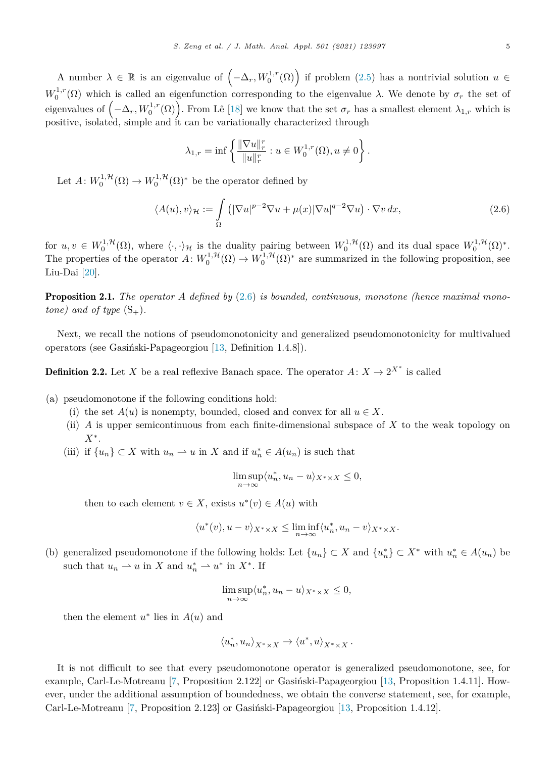A number $\lambda \in \mathbb{R}$ is an eigenvalue of $\left(-\Delta_r, W_0^{1,r}(\Omega)\right)$ if problem (2.5) has a nontrivial solution $u \in W_0^{1,r}(\Omega)$ which is called an eigenfunction corresponding to the eigenvalue $\lambda$. We denote by $\sigma_r$ the set of eigenvalues of $\left(-\Delta_r, W_0^{1,r}(\Omega)\right)$. From Lê [18] we know that the set $\sigma_r$ has a smallest element $\lambda_{1,r}$ which is positive, isolated, simple and it can be variationally characterized through

$$\lambda_{1,r} = \inf \left\{ \frac{\|\nabla u\|_r^r}{\|u\|_r^r} : u \in W_0^{1,r}(\Omega), u \neq 0 \right\}.$$

Let $A \colon W_0^{1,\mathcal{H}}(\Omega) \to W_0^{1,\mathcal{H}}(\Omega)^*$ be the operator defined by

$$\langle A(u), v \rangle_{\mathcal{H}} := \int_{\Omega} \left( |\nabla u|^{p-2} \nabla u + \mu(x) |\nabla u|^{q-2} \nabla u \right) \cdot \nabla v \, dx, \tag{2.6}$$

for $u, v \in W_0^{1,\mathcal{H}}(\Omega)$, where $\langle \cdot, \cdot \rangle_{\mathcal{H}}$ is the duality pairing between $W_0^{1,\mathcal{H}}(\Omega)$ and its dual space $W_0^{1,\mathcal{H}}(\Omega)^*$. The properties of the operator $A \colon W_0^{1,\mathcal{H}}(\Omega) \to W_0^{1,\mathcal{H}}(\Omega)^*$ are summarized in the following proposition, see Liu-Dai [20].

**Proposition 2.1.** *The operator $A$ defined by (2.6) is bounded, continuous, monotone (hence maximal monotone) and of type* $(\mathrm{S}_+)$.

Next, we recall the notions of pseudomonotonicity and generalized pseudomonotonicity for multivalued operators (see Gasiński-Papageorgiou [13, Definition 1.4.8]).

**Definition 2.2.** Let $X$ be a real reflexive Banach space. The operator $A \colon X \to 2^{X^*}$ is called

(a) pseudomonotone if the following conditions hold:
   (i) the set $A(u)$ is nonempty, bounded, closed and convex for all $u \in X$.
   (ii) $A$ is upper semicontinuous from each finite-dimensional subspace of $X$ to the weak topology on $X^*$.
   (iii) if $\{u_n\} \subset X$ with $u_n \rightharpoonup u$ in $X$ and if $u_n^* \in A(u_n)$ is such that

$$\limsup_{n \to \infty} \langle u_n^*, u_n - u \rangle_{X^* \times X} \leq 0,$$

   then to each element $v \in X$, exists $u^*(v) \in A(u)$ with

$$\langle u^*(v), u - v \rangle_{X^* \times X} \leq \liminf_{n \to \infty} \langle u_n^*, u_n - v \rangle_{X^* \times X}.$$

(b) generalized pseudomonotone if the following holds: Let $\{u_n\} \subset X$ and $\{u_n^*\} \subset X^*$ with $u_n^* \in A(u_n)$ be such that $u_n \rightharpoonup u$ in $X$ and $u_n^* \rightharpoonup u^*$ in $X^*$. If

$$\limsup_{n \to \infty} \langle u_n^*, u_n - u \rangle_{X^* \times X} \leq 0,$$

then the element $u^*$ lies in $A(u)$ and

$$\langle u_n^*, u_n \rangle_{X^* \times X} \to \langle u^*, u \rangle_{X^* \times X}.$$

It is not difficult to see that every pseudomonotone operator is generalized pseudomonotone, see, for example, Carl-Le-Motreanu [7, Proposition 2.122] or Gasiński-Papageorgiou [13, Proposition 1.4.11]. However, under the additional assumption of boundedness, we obtain the converse statement, see, for example, Carl-Le-Motreanu [7, Proposition 2.123] or Gasiński-Papageorgiou [13, Proposition 1.4.12].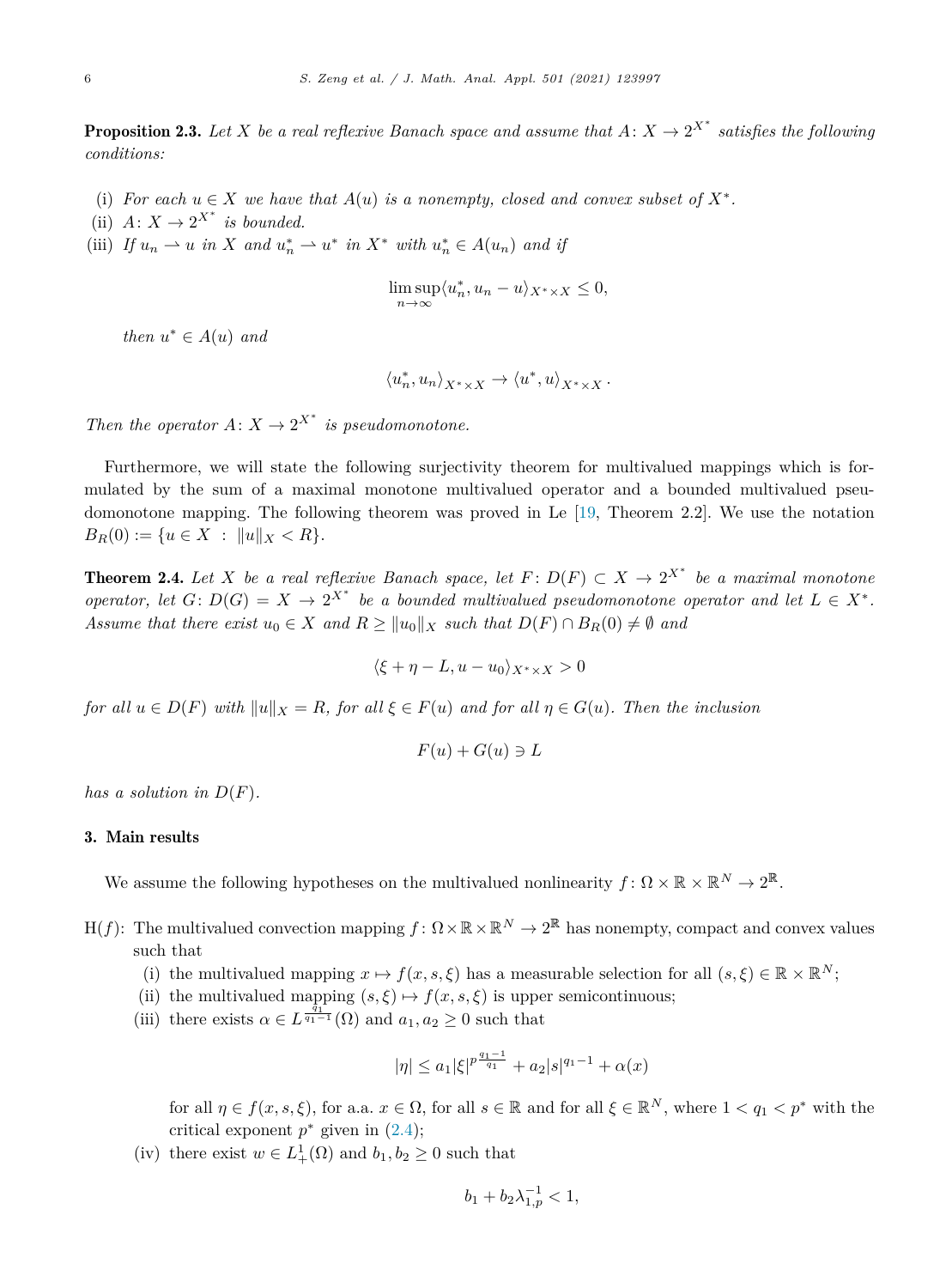**Proposition 2.3.** *Let $X$ be a real reflexive Banach space and assume that $A\colon X \to 2^{X^*}$ satisfies the following conditions:*

(i) *For each $u \in X$ we have that $A(u)$ is a nonempty, closed and convex subset of $X^*$.*

(ii) *$A\colon X \to 2^{X^*}$ is bounded.*

(iii) *If $u_n \rightharpoonup u$ in $X$ and $u_n^* \rightharpoonup u^*$ in $X^*$ with $u_n^* \in A(u_n)$ and if*

$$\limsup_{n\to\infty} \langle u_n^*, u_n - u\rangle_{X^*\times X} \le 0,$$

*then $u^* \in A(u)$ and*

$$\langle u_n^*, u_n\rangle_{X^*\times X} \to \langle u^*, u\rangle_{X^*\times X}.$$

*Then the operator $A\colon X \to 2^{X^*}$ is pseudomonotone.*

Furthermore, we will state the following surjectivity theorem for multivalued mappings which is formulated by the sum of a maximal monotone multivalued operator and a bounded multivalued pseudomonotone mapping. The following theorem was proved in Le [19, Theorem 2.2]. We use the notation $B_R(0) := \{u \in X \ : \ \|u\|_X < R\}$.

**Theorem 2.4.** *Let $X$ be a real reflexive Banach space, let $F\colon D(F) \subset X \to 2^{X^*}$ be a maximal monotone operator, let $G\colon D(G) = X \to 2^{X^*}$ be a bounded multivalued pseudomonotone operator and let $L \in X^*$. Assume that there exist $u_0 \in X$ and $R \ge \|u_0\|_X$ such that $D(F) \cap B_R(0) \neq \emptyset$ and*

$$\langle \xi + \eta - L, u - u_0\rangle_{X^*\times X} > 0$$

*for all $u \in D(F)$ with $\|u\|_X = R$, for all $\xi \in F(u)$ and for all $\eta \in G(u)$. Then the inclusion*

$$F(u) + G(u) \ni L$$

*has a solution in $D(F)$.*

## 3. Main results

We assume the following hypotheses on the multivalued nonlinearity $f\colon \Omega \times \mathbb{R} \times \mathbb{R}^N \to 2^{\mathbb{R}}$.

H($f$): The multivalued convection mapping $f\colon \Omega\times\mathbb{R}\times\mathbb{R}^N \to 2^{\mathbb{R}}$ has nonempty, compact and convex values such that

(i) the multivalued mapping $x \mapsto f(x, s, \xi)$ has a measurable selection for all $(s, \xi) \in \mathbb{R}\times\mathbb{R}^N$;

(ii) the multivalued mapping $(s, \xi) \mapsto f(x, s, \xi)$ is upper semicontinuous;

(iii) there exists $\alpha \in L^{\frac{q_1}{q_1-1}}(\Omega)$ and $a_1, a_2 \ge 0$ such that

$$|\eta| \le a_1|\xi|^{p\frac{q_1-1}{q_1}} + a_2|s|^{q_1-1} + \alpha(x)$$

for all $\eta \in f(x, s, \xi)$, for a.a. $x \in \Omega$, for all $s \in \mathbb{R}$ and for all $\xi \in \mathbb{R}^N$, where $1 < q_1 < p^*$ with the critical exponent $p^*$ given in (2.4);

(iv) there exist $w \in L^1_+(\Omega)$ and $b_1, b_2 \ge 0$ such that

$$b_1 + b_2\lambda_{1,p}^{-1} < 1,$$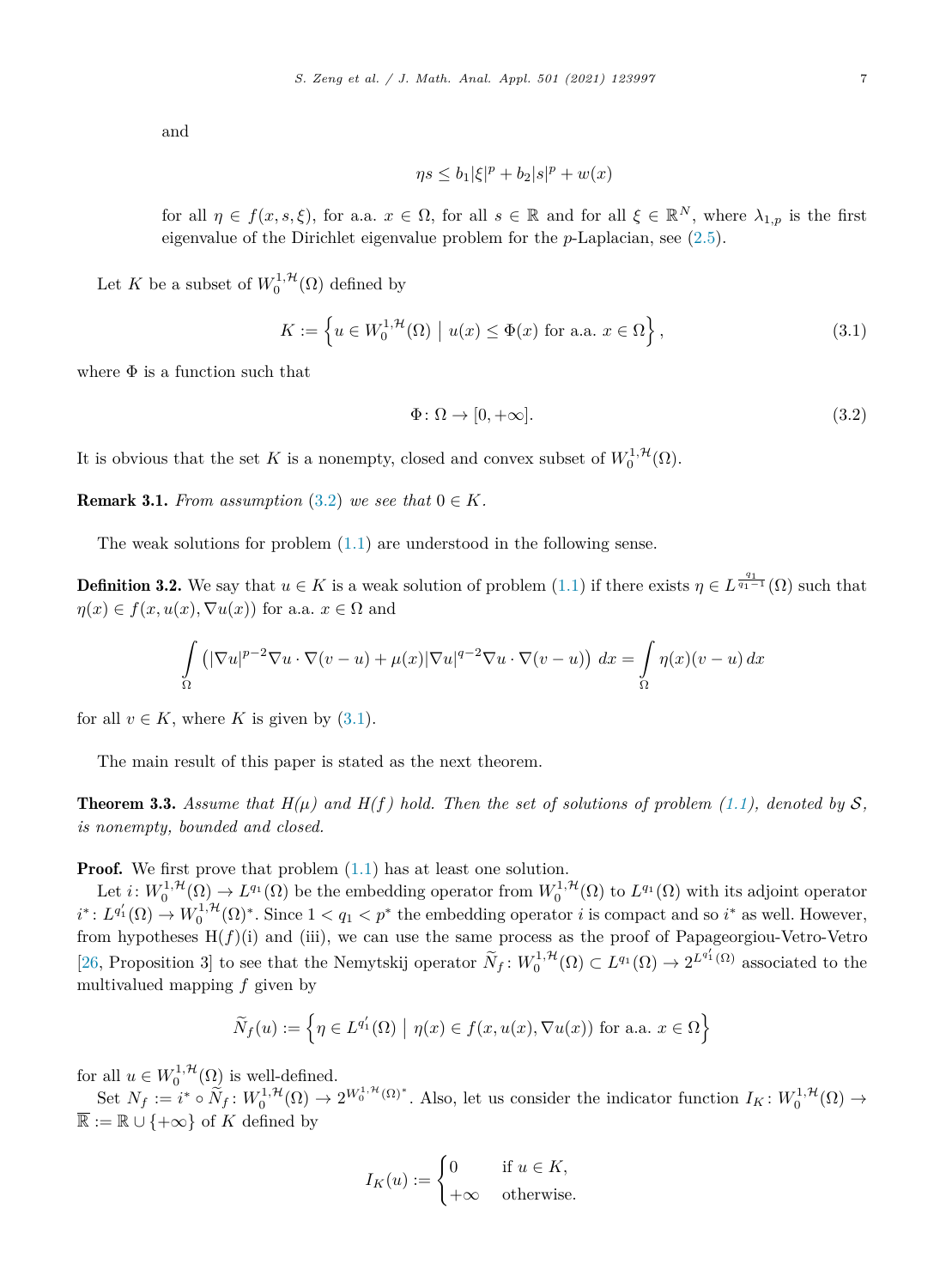and

$$\eta s \le b_1|\xi|^p + b_2|s|^p + w(x)$$

for all $\eta \in f(x,s,\xi)$, for a.a. $x \in \Omega$, for all $s \in \mathbb{R}$ and for all $\xi \in \mathbb{R}^N$, where $\lambda_{1,p}$ is the first eigenvalue of the Dirichlet eigenvalue problem for the $p$-Laplacian, see (2.5).

Let $K$ be a subset of $W_0^{1,\mathcal{H}}(\Omega)$ defined by

$$K := \left\{ u \in W_0^{1,\mathcal{H}}(\Omega) \;\middle|\; u(x) \le \Phi(x) \text{ for a.a. } x \in \Omega \right\}, \tag{3.1}$$

where $\Phi$ is a function such that

$$\Phi \colon \Omega \to [0, +\infty]. \tag{3.2}$$

It is obvious that the set $K$ is a nonempty, closed and convex subset of $W_0^{1,\mathcal{H}}(\Omega)$.

**Remark 3.1.** *From assumption (3.2) we see that $0 \in K$.*

The weak solutions for problem (1.1) are understood in the following sense.

**Definition 3.2.** We say that $u \in K$ is a weak solution of problem (1.1) if there exists $\eta \in L^{\frac{q_1}{q_1-1}}(\Omega)$ such that $\eta(x) \in f(x, u(x), \nabla u(x))$ for a.a. $x \in \Omega$ and

$$\int_\Omega \left( |\nabla u|^{p-2}\nabla u \cdot \nabla(v-u) + \mu(x)|\nabla u|^{q-2}\nabla u \cdot \nabla(v-u) \right) dx = \int_\Omega \eta(x)(v-u)\, dx$$

for all $v \in K$, where $K$ is given by (3.1).

The main result of this paper is stated as the next theorem.

**Theorem 3.3.** *Assume that H($\mu$) and H($f$) hold. Then the set of solutions of problem (1.1), denoted by $\mathcal{S}$, is nonempty, bounded and closed.*

**Proof.** We first prove that problem (1.1) has at least one solution.

Let $i \colon W_0^{1,\mathcal{H}}(\Omega) \to L^{q_1}(\Omega)$ be the embedding operator from $W_0^{1,\mathcal{H}}(\Omega)$ to $L^{q_1}(\Omega)$ with its adjoint operator $i^* \colon L^{q_1'}(\Omega) \to W_0^{1,\mathcal{H}}(\Omega)^*$. Since $1 < q_1 < p^*$ the embedding operator $i$ is compact and so $i^*$ as well. However, from hypotheses H($f$)(i) and (iii), we can use the same process as the proof of Papageorgiou-Vetro-Vetro [26, Proposition 3] to see that the Nemytskij operator $\widetilde{N}_f \colon W_0^{1,\mathcal{H}}(\Omega) \subset L^{q_1}(\Omega) \to 2^{L^{q_1'}(\Omega)}$ associated to the multivalued mapping $f$ given by

$$\widetilde{N}_f(u) := \left\{ \eta \in L^{q_1'}(\Omega) \;\middle|\; \eta(x) \in f(x, u(x), \nabla u(x)) \text{ for a.a. } x \in \Omega \right\}$$

for all $u \in W_0^{1,\mathcal{H}}(\Omega)$ is well-defined.

Set $N_f := i^* \circ \widetilde{N}_f \colon W_0^{1,\mathcal{H}}(\Omega) \to 2^{W_0^{1,\mathcal{H}}(\Omega)^*}$. Also, let us consider the indicator function $I_K \colon W_0^{1,\mathcal{H}}(\Omega) \to \overline{\mathbb{R}} := \mathbb{R} \cup \{+\infty\}$ of $K$ defined by

$$I_K(u) := \begin{cases} 0 & \text{if } u \in K, \\ +\infty & \text{otherwise.} \end{cases}$$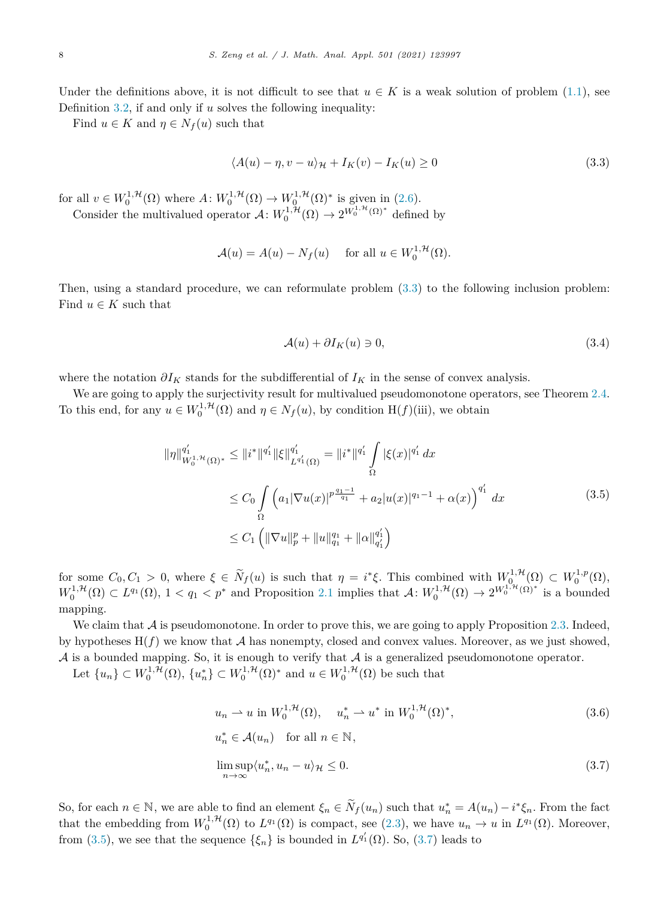Under the definitions above, it is not difficult to see that $u \in K$ is a weak solution of problem (1.1), see Definition 3.2, if and only if $u$ solves the following inequality:

Find $u \in K$ and $\eta \in N_f(u)$ such that

$$\langle A(u) - \eta, v - u\rangle_{\mathcal{H}} + I_K(v) - I_K(u) \geq 0 \tag{3.3}$$

for all $v \in W_0^{1,\mathcal{H}}(\Omega)$ where $A\colon W_0^{1,\mathcal{H}}(\Omega) \to W_0^{1,\mathcal{H}}(\Omega)^*$ is given in (2.6).

Consider the multivalued operator $\mathcal{A}\colon W_0^{1,\mathcal{H}}(\Omega) \to 2^{W_0^{1,\mathcal{H}}(\Omega)^*}$ defined by

$$\mathcal{A}(u) = A(u) - N_f(u) \quad \text{ for all } u \in W_0^{1,\mathcal{H}}(\Omega).$$

Then, using a standard procedure, we can reformulate problem (3.3) to the following inclusion problem: Find $u \in K$ such that

$$\mathcal{A}(u) + \partial I_K(u) \ni 0, \tag{3.4}$$

where the notation $\partial I_K$ stands for the subdifferential of $I_K$ in the sense of convex analysis.

We are going to apply the surjectivity result for multivalued pseudomonotone operators, see Theorem 2.4. To this end, for any $u \in W_0^{1,\mathcal{H}}(\Omega)$ and $\eta \in N_f(u)$, by condition H($f$)(iii), we obtain

$$\begin{aligned}
\|\eta\|_{W_0^{1,\mathcal{H}}(\Omega)^*}^{q_1'} &\leq \|i^*\|^{q_1'} \|\xi\|_{L^{q_1'}(\Omega)}^{q_1'} = \|i^*\|^{q_1'} \int_\Omega |\xi(x)|^{q_1'}\,dx \\
&\leq C_0 \int_\Omega \left(a_1 |\nabla u(x)|^{p\frac{q_1-1}{q_1}} + a_2 |u(x)|^{q_1-1} + \alpha(x)\right)^{q_1'} dx \\
&\leq C_1 \left(\|\nabla u\|_p^p + \|u\|_{q_1}^{q_1} + \|\alpha\|_{q_1'}^{q_1'}\right)
\end{aligned} \tag{3.5}$$

for some $C_0, C_1 > 0$, where $\xi \in \widetilde{N}_f(u)$ is such that $\eta = i^*\xi$. This combined with $W_0^{1,\mathcal{H}}(\Omega) \subset W_0^{1,p}(\Omega)$, $W_0^{1,\mathcal{H}}(\Omega) \subset L^{q_1}(\Omega)$, $1 < q_1 < p^*$ and Proposition 2.1 implies that $\mathcal{A}\colon W_0^{1,\mathcal{H}}(\Omega) \to 2^{W_0^{1,\mathcal{H}}(\Omega)^*}$ is a bounded mapping.

We claim that $\mathcal{A}$ is pseudomonotone. In order to prove this, we are going to apply Proposition 2.3. Indeed, by hypotheses H($f$) we know that $\mathcal{A}$ has nonempty, closed and convex values. Moreover, as we just showed, $\mathcal{A}$ is a bounded mapping. So, it is enough to verify that $\mathcal{A}$ is a generalized pseudomonotone operator.

Let $\{u_n\} \subset W_0^{1,\mathcal{H}}(\Omega)$, $\{u_n^*\} \subset W_0^{1,\mathcal{H}}(\Omega)^*$ and $u \in W_0^{1,\mathcal{H}}(\Omega)$ be such that

$$u_n \rightharpoonup u \text{ in } W_0^{1,\mathcal{H}}(\Omega), \quad u_n^* \rightharpoonup u^* \text{ in } W_0^{1,\mathcal{H}}(\Omega)^*, \tag{3.6}$$

$$u_n^* \in \mathcal{A}(u_n) \quad \text{for all } n \in \mathbb{N},$$

$$\limsup_{n\to\infty} \langle u_n^*, u_n - u\rangle_{\mathcal{H}} \leq 0. \tag{3.7}$$

So, for each $n \in \mathbb{N}$, we are able to find an element $\xi_n \in \widetilde{N}_f(u_n)$ such that $u_n^* = A(u_n) - i^*\xi_n$. From the fact that the embedding from $W_0^{1,\mathcal{H}}(\Omega)$ to $L^{q_1}(\Omega)$ is compact, see (2.3), we have $u_n \to u$ in $L^{q_1}(\Omega)$. Moreover, from (3.5), we see that the sequence $\{\xi_n\}$ is bounded in $L^{q_1'}(\Omega)$. So, (3.7) leads to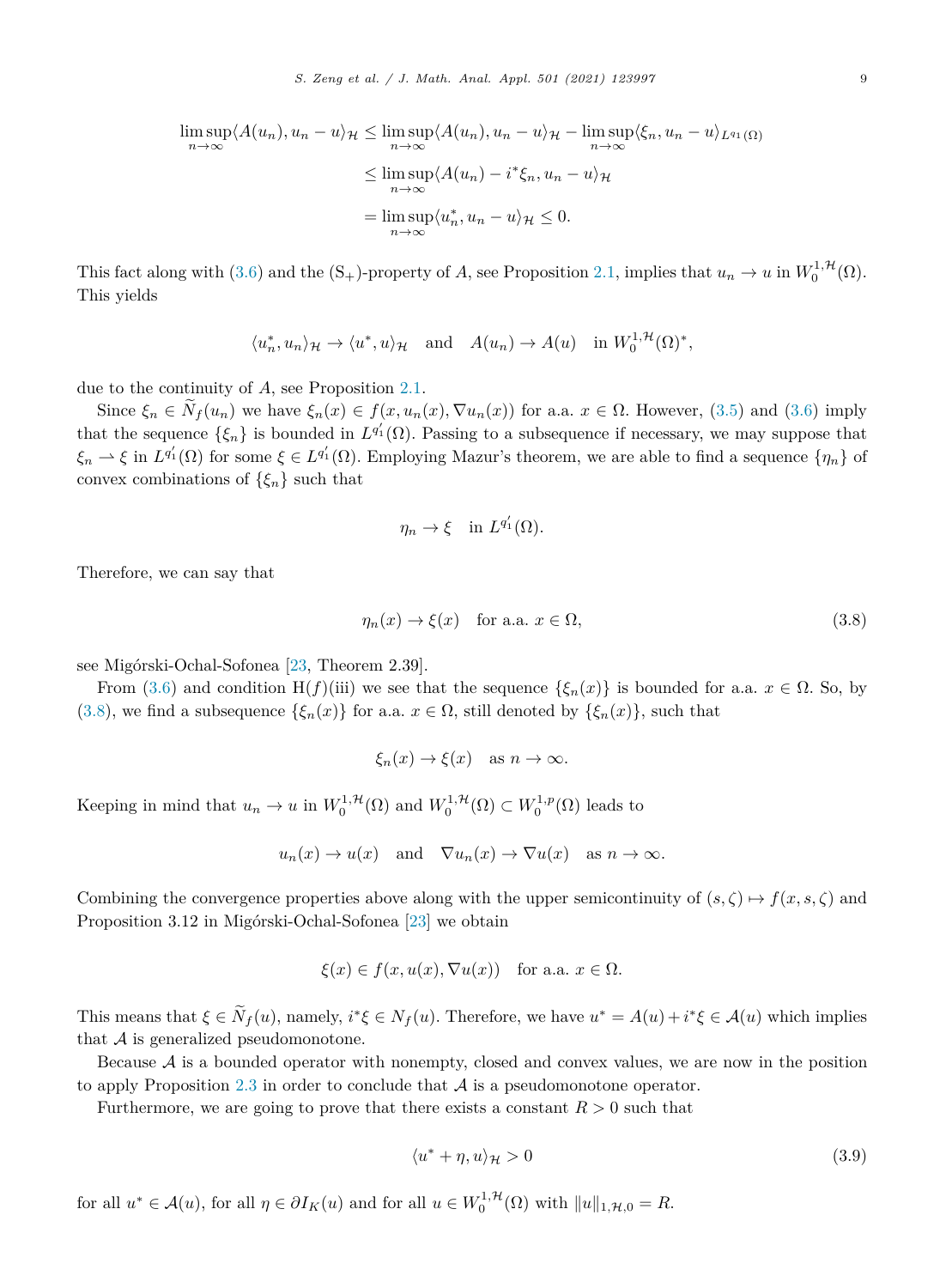$$
\begin{aligned}
\limsup_{n\to\infty}\langle A(u_n), u_n - u\rangle_{\mathcal{H}} &\le \limsup_{n\to\infty}\langle A(u_n), u_n - u\rangle_{\mathcal{H}} - \limsup_{n\to\infty}\langle \xi_n, u_n - u\rangle_{L^{q_1}(\Omega)} \\
&\le \limsup_{n\to\infty}\langle A(u_n) - i^*\xi_n, u_n - u\rangle_{\mathcal{H}} \\
&= \limsup_{n\to\infty}\langle u_n^*, u_n - u\rangle_{\mathcal{H}} \le 0.
\end{aligned}
$$

This fact along with (3.6) and the $(\mathrm{S}_+)$-property of $A$, see Proposition 2.1, implies that $u_n \to u$ in $W_0^{1,\mathcal{H}}(\Omega)$. This yields

$$
\langle u_n^*, u_n\rangle_{\mathcal{H}} \to \langle u^*, u\rangle_{\mathcal{H}} \quad \text{and} \quad A(u_n) \to A(u) \quad \text{in } W_0^{1,\mathcal{H}}(\Omega)^*,
$$

due to the continuity of $A$, see Proposition 2.1.

Since $\xi_n \in \widetilde{N}_f(u_n)$ we have $\xi_n(x) \in f(x, u_n(x), \nabla u_n(x))$ for a.a. $x \in \Omega$. However, (3.5) and (3.6) imply that the sequence $\{\xi_n\}$ is bounded in $L^{q_1'}(\Omega)$. Passing to a subsequence if necessary, we may suppose that $\xi_n \rightharpoonup \xi$ in $L^{q_1'}(\Omega)$ for some $\xi \in L^{q_1'}(\Omega)$. Employing Mazur's theorem, we are able to find a sequence $\{\eta_n\}$ of convex combinations of $\{\xi_n\}$ such that

$$
\eta_n \to \xi \quad \text{in } L^{q_1'}(\Omega).
$$

Therefore, we can say that

$$
\eta_n(x) \to \xi(x) \quad \text{for a.a. } x \in \Omega, \tag{3.8}
$$

see Migórski-Ochal-Sofonea [23, Theorem 2.39].

From (3.6) and condition H$(f)$(iii) we see that the sequence $\{\xi_n(x)\}$ is bounded for a.a. $x \in \Omega$. So, by (3.8), we find a subsequence $\{\xi_n(x)\}$ for a.a. $x \in \Omega$, still denoted by $\{\xi_n(x)\}$, such that

$$
\xi_n(x) \to \xi(x) \quad \text{as } n \to \infty.
$$

Keeping in mind that $u_n \to u$ in $W_0^{1,\mathcal{H}}(\Omega)$ and $W_0^{1,\mathcal{H}}(\Omega) \subset W_0^{1,p}(\Omega)$ leads to

$$
u_n(x) \to u(x) \quad \text{and} \quad \nabla u_n(x) \to \nabla u(x) \quad \text{as } n \to \infty.
$$

Combining the convergence properties above along with the upper semicontinuity of $(s, \zeta) \mapsto f(x, s, \zeta)$ and Proposition 3.12 in Migórski-Ochal-Sofonea [23] we obtain

$$
\xi(x) \in f(x, u(x), \nabla u(x)) \quad \text{for a.a. } x \in \Omega.
$$

This means that $\xi \in \widetilde{N}_f(u)$, namely, $i^*\xi \in N_f(u)$. Therefore, we have $u^* = A(u) + i^*\xi \in \mathcal{A}(u)$ which implies that $\mathcal{A}$ is generalized pseudomonotone.

Because $\mathcal{A}$ is a bounded operator with nonempty, closed and convex values, we are now in the position to apply Proposition 2.3 in order to conclude that $\mathcal{A}$ is a pseudomonotone operator.

Furthermore, we are going to prove that there exists a constant $R > 0$ such that

$$
\langle u^* + \eta, u\rangle_{\mathcal{H}} > 0 \tag{3.9}
$$

for all $u^* \in \mathcal{A}(u)$, for all $\eta \in \partial I_K(u)$ and for all $u \in W_0^{1,\mathcal{H}}(\Omega)$ with $\|u\|_{1,\mathcal{H},0} = R$.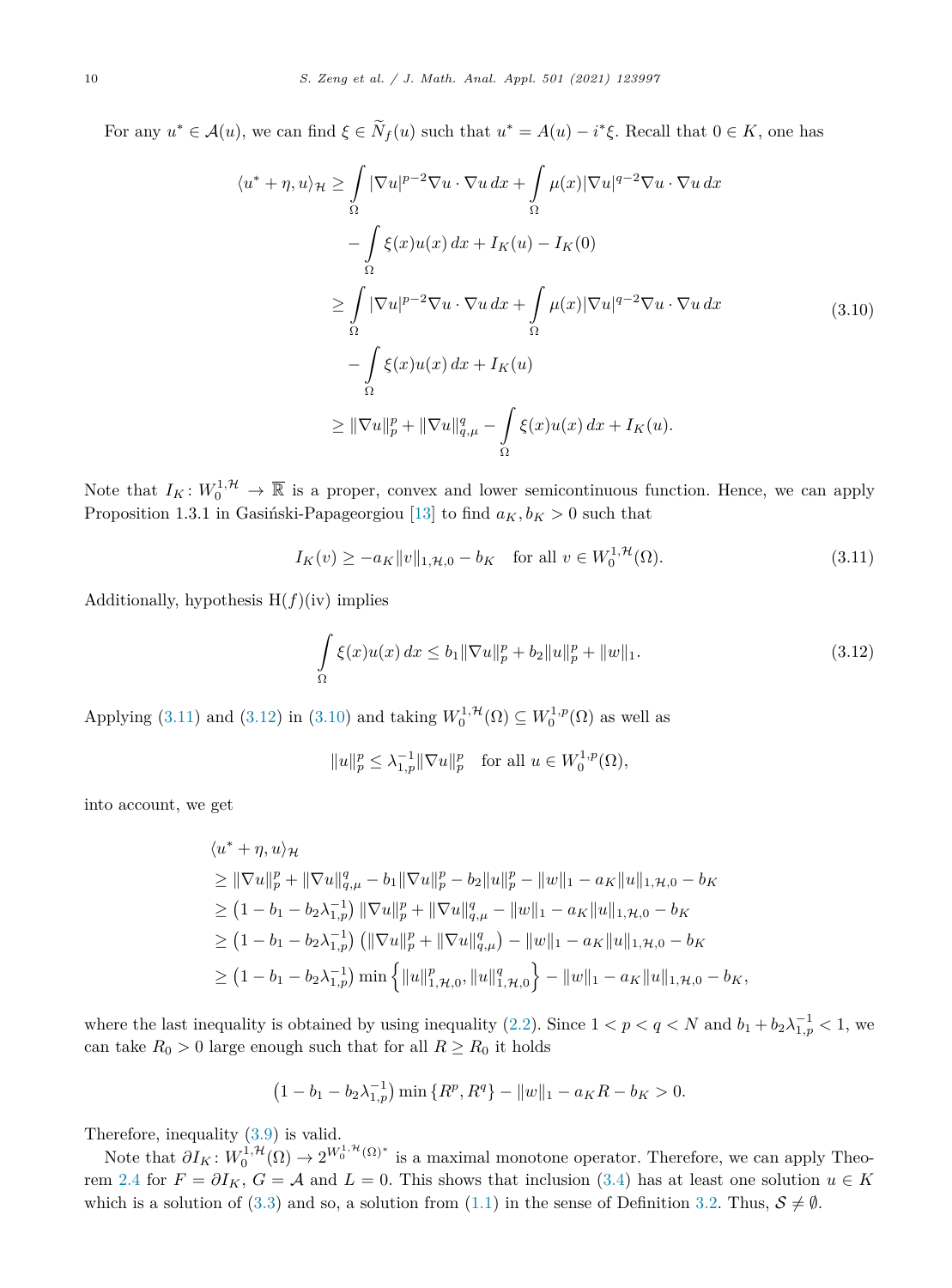For any $u^* \in \mathcal{A}(u)$, we can find $\xi \in \widetilde{N}_f(u)$ such that $u^* = A(u) - i^*\xi$. Recall that $0 \in K$, one has

$$
\begin{aligned}
\langle u^* + \eta, u\rangle_{\mathcal{H}} &\geq \int_\Omega |\nabla u|^{p-2}\nabla u \cdot \nabla u \, dx + \int_\Omega \mu(x)|\nabla u|^{q-2}\nabla u \cdot \nabla u \, dx \\
&\quad - \int_\Omega \xi(x)u(x)\, dx + I_K(u) - I_K(0) \\
&\geq \int_\Omega |\nabla u|^{p-2}\nabla u \cdot \nabla u \, dx + \int_\Omega \mu(x)|\nabla u|^{q-2}\nabla u \cdot \nabla u \, dx \\
&\quad - \int_\Omega \xi(x)u(x)\, dx + I_K(u) \\
&\geq \|\nabla u\|_p^p + \|\nabla u\|_{q,\mu}^q - \int_\Omega \xi(x)u(x)\, dx + I_K(u).
\end{aligned}
\tag{3.10}
$$

Note that $I_K \colon W_0^{1,\mathcal{H}} \to \overline{\mathbb{R}}$ is a proper, convex and lower semicontinuous function. Hence, we can apply Proposition 1.3.1 in Gasiński-Papageorgiou [13] to find $a_K, b_K > 0$ such that

$$
I_K(v) \geq -a_K\|v\|_{1,\mathcal{H},0} - b_K \quad \text{for all } v \in W_0^{1,\mathcal{H}}(\Omega). \tag{3.11}
$$

Additionally, hypothesis H($f$)(iv) implies

$$
\int_\Omega \xi(x)u(x)\, dx \leq b_1\|\nabla u\|_p^p + b_2\|u\|_p^p + \|w\|_1. \tag{3.12}
$$

Applying (3.11) and (3.12) in (3.10) and taking $W_0^{1,\mathcal{H}}(\Omega) \subseteq W_0^{1,p}(\Omega)$ as well as

$$
\|u\|_p^p \leq \lambda_{1,p}^{-1}\|\nabla u\|_p^p \quad \text{for all } u \in W_0^{1,p}(\Omega),
$$

into account, we get

$$
\begin{aligned}
&\langle u^* + \eta, u\rangle_{\mathcal{H}} \\
&\geq \|\nabla u\|_p^p + \|\nabla u\|_{q,\mu}^q - b_1\|\nabla u\|_p^p - b_2\|u\|_p^p - \|w\|_1 - a_K\|u\|_{1,\mathcal{H},0} - b_K \\
&\geq \left(1 - b_1 - b_2\lambda_{1,p}^{-1}\right)\|\nabla u\|_p^p + \|\nabla u\|_{q,\mu}^q - \|w\|_1 - a_K\|u\|_{1,\mathcal{H},0} - b_K \\
&\geq \left(1 - b_1 - b_2\lambda_{1,p}^{-1}\right)\left(\|\nabla u\|_p^p + \|\nabla u\|_{q,\mu}^q\right) - \|w\|_1 - a_K\|u\|_{1,\mathcal{H},0} - b_K \\
&\geq \left(1 - b_1 - b_2\lambda_{1,p}^{-1}\right)\min\left\{\|u\|_{1,\mathcal{H},0}^p, \|u\|_{1,\mathcal{H},0}^q\right\} - \|w\|_1 - a_K\|u\|_{1,\mathcal{H},0} - b_K,
\end{aligned}
$$

where the last inequality is obtained by using inequality (2.2). Since $1 < p < q < N$ and $b_1 + b_2\lambda_{1,p}^{-1} < 1$, we can take $R_0 > 0$ large enough such that for all $R \geq R_0$ it holds

$$
\left(1 - b_1 - b_2\lambda_{1,p}^{-1}\right)\min\{R^p, R^q\} - \|w\|_1 - a_K R - b_K > 0.
$$

Therefore, inequality (3.9) is valid.

Note that $\partial I_K \colon W_0^{1,\mathcal{H}}(\Omega) \to 2^{W_0^{1,\mathcal{H}}(\Omega)^*}$ is a maximal monotone operator. Therefore, we can apply Theorem 2.4 for $F = \partial I_K$, $G = \mathcal{A}$ and $L = 0$. This shows that inclusion (3.4) has at least one solution $u \in K$ which is a solution of (3.3) and so, a solution from (1.1) in the sense of Definition 3.2. Thus, $\mathcal{S} \neq \emptyset$.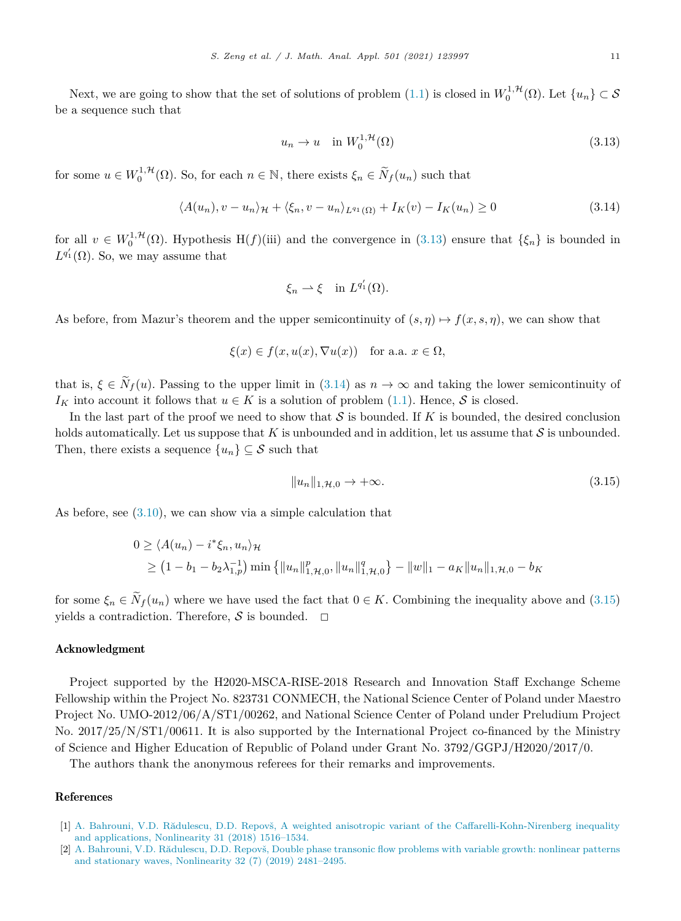Next, we are going to show that the set of solutions of problem (1.1) is closed in $W_0^{1,\mathcal{H}}(\Omega)$. Let $\{u_n\} \subset \mathcal{S}$ be a sequence such that

$$u_n \to u \quad \text{in } W_0^{1,\mathcal{H}}(\Omega) \tag{3.13}$$

for some $u \in W_0^{1,\mathcal{H}}(\Omega)$. So, for each $n \in \mathbb{N}$, there exists $\xi_n \in \widetilde{N}_f(u_n)$ such that

$$\langle A(u_n), v - u_n \rangle_{\mathcal{H}} + \langle \xi_n, v - u_n \rangle_{L^{q_1}(\Omega)} + I_K(v) - I_K(u_n) \geq 0 \tag{3.14}$$

for all $v \in W_0^{1,\mathcal{H}}(\Omega)$. Hypothesis H($f$)(iii) and the convergence in (3.13) ensure that $\{\xi_n\}$ is bounded in $L^{q_1'}(\Omega)$. So, we may assume that

$$\xi_n \rightharpoonup \xi \quad \text{in } L^{q_1'}(\Omega).$$

As before, from Mazur's theorem and the upper semicontinuity of $(s, \eta) \mapsto f(x, s, \eta)$, we can show that

$$\xi(x) \in f(x, u(x), \nabla u(x)) \quad \text{for a.a. } x \in \Omega,$$

that is, $\xi \in \widetilde{N}_f(u)$. Passing to the upper limit in (3.14) as $n \to \infty$ and taking the lower semicontinuity of $I_K$ into account it follows that $u \in K$ is a solution of problem (1.1). Hence, $\mathcal{S}$ is closed.

In the last part of the proof we need to show that $\mathcal{S}$ is bounded. If $K$ is bounded, the desired conclusion holds automatically. Let us suppose that $K$ is unbounded and in addition, let us assume that $\mathcal{S}$ is unbounded. Then, there exists a sequence $\{u_n\} \subseteq \mathcal{S}$ such that

$$\|u_n\|_{1,\mathcal{H},0} \to +\infty. \tag{3.15}$$

As before, see (3.10), we can show via a simple calculation that

$$\begin{aligned}
0 &\geq \langle A(u_n) - i^* \xi_n, u_n \rangle_{\mathcal{H}} \\
&\geq \left(1 - b_1 - b_2 \lambda_{1,p}^{-1}\right) \min\left\{\|u_n\|_{1,\mathcal{H},0}^p, \|u_n\|_{1,\mathcal{H},0}^q\right\} - \|w\|_1 - a_K \|u_n\|_{1,\mathcal{H},0} - b_K
\end{aligned}$$

for some $\xi_n \in \widetilde{N}_f(u_n)$ where we have used the fact that $0 \in K$. Combining the inequality above and (3.15) yields a contradiction. Therefore, $\mathcal{S}$ is bounded. $\square$

## Acknowledgment

Project supported by the H2020-MSCA-RISE-2018 Research and Innovation Staff Exchange Scheme Fellowship within the Project No. 823731 CONMECH, the National Science Center of Poland under Maestro Project No. UMO-2012/06/A/ST1/00262, and National Science Center of Poland under Preludium Project No. 2017/25/N/ST1/00611. It is also supported by the International Project co-financed by the Ministry of Science and Higher Education of Republic of Poland under Grant No. 3792/GGPJ/H2020/2017/0.

The authors thank the anonymous referees for their remarks and improvements.

## References

[1] A. Bahrouni, V.D. Rădulescu, D.D. Repovš, A weighted anisotropic variant of the Caffarelli-Kohn-Nirenberg inequality and applications, Nonlinearity 31 (2018) 1516–1534.

[2] A. Bahrouni, V.D. Rădulescu, D.D. Repovš, Double phase transonic flow problems with variable growth: nonlinear patterns and stationary waves, Nonlinearity 32 (7) (2019) 2481–2495.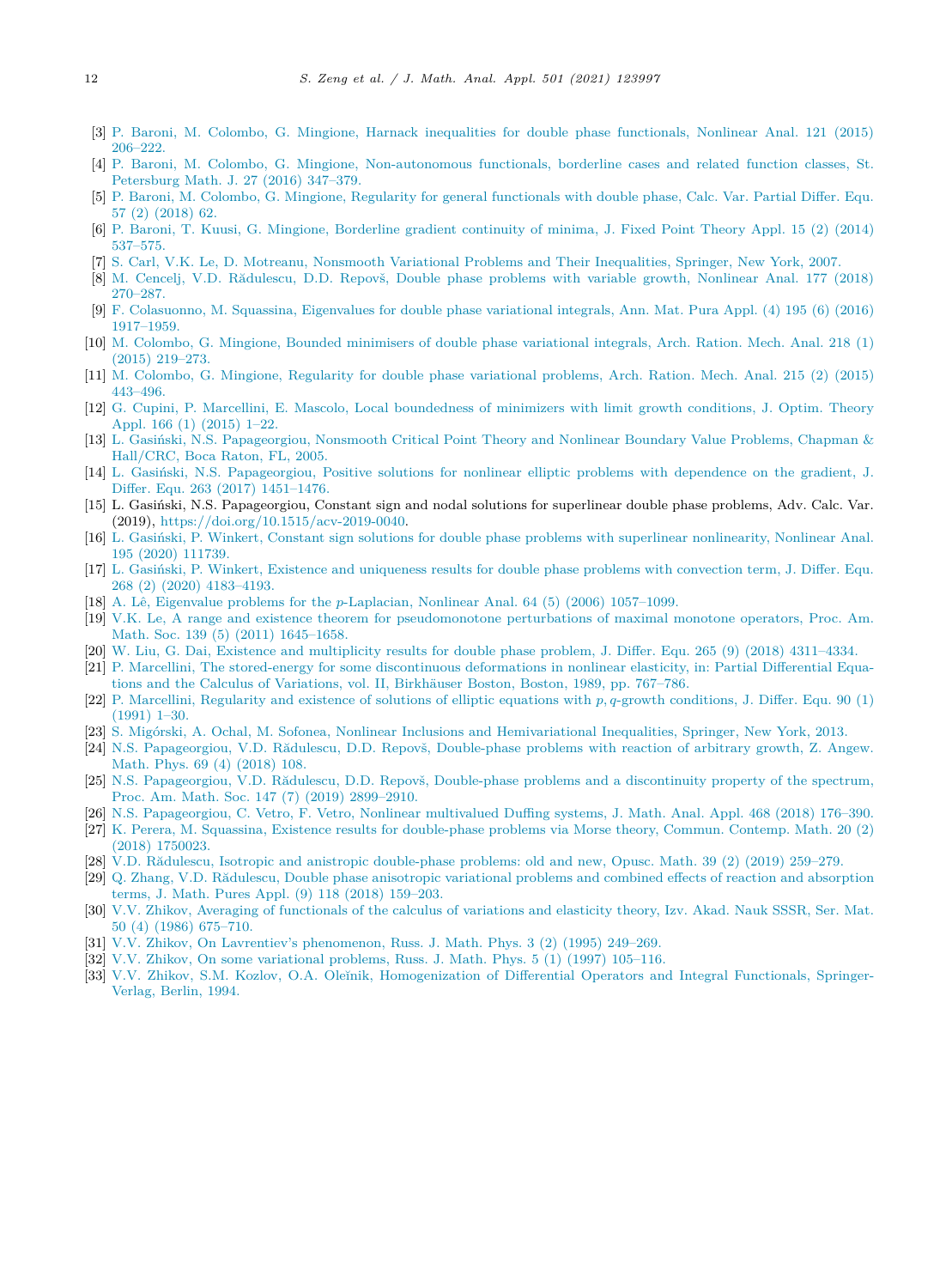[3] P. Baroni, M. Colombo, G. Mingione, Harnack inequalities for double phase functionals, Nonlinear Anal. 121 (2015) 206–222.

[4] P. Baroni, M. Colombo, G. Mingione, Non-autonomous functionals, borderline cases and related function classes, St. Petersburg Math. J. 27 (2016) 347–379.

[5] P. Baroni, M. Colombo, G. Mingione, Regularity for general functionals with double phase, Calc. Var. Partial Differ. Equ. 57 (2) (2018) 62.

[6] P. Baroni, T. Kuusi, G. Mingione, Borderline gradient continuity of minima, J. Fixed Point Theory Appl. 15 (2) (2014) 537–575.

[7] S. Carl, V.K. Le, D. Motreanu, Nonsmooth Variational Problems and Their Inequalities, Springer, New York, 2007.

[8] M. Cencelj, V.D. Rădulescu, D.D. Repovš, Double phase problems with variable growth, Nonlinear Anal. 177 (2018) 270–287.

[9] F. Colasuonno, M. Squassina, Eigenvalues for double phase variational integrals, Ann. Mat. Pura Appl. (4) 195 (6) (2016) 1917–1959.

[10] M. Colombo, G. Mingione, Bounded minimisers of double phase variational integrals, Arch. Ration. Mech. Anal. 218 (1) (2015) 219–273.

[11] M. Colombo, G. Mingione, Regularity for double phase variational problems, Arch. Ration. Mech. Anal. 215 (2) (2015) 443–496.

[12] G. Cupini, P. Marcellini, E. Mascolo, Local boundedness of minimizers with limit growth conditions, J. Optim. Theory Appl. 166 (1) (2015) 1–22.

[13] L. Gasiński, N.S. Papageorgiou, Nonsmooth Critical Point Theory and Nonlinear Boundary Value Problems, Chapman & Hall/CRC, Boca Raton, FL, 2005.

[14] L. Gasiński, N.S. Papageorgiou, Positive solutions for nonlinear elliptic problems with dependence on the gradient, J. Differ. Equ. 263 (2017) 1451–1476.

[15] L. Gasiński, N.S. Papageorgiou, Constant sign and nodal solutions for superlinear double phase problems, Adv. Calc. Var. (2019), https://doi.org/10.1515/acv-2019-0040.

[16] L. Gasiński, P. Winkert, Constant sign solutions for double phase problems with superlinear nonlinearity, Nonlinear Anal. 195 (2020) 111739.

[17] L. Gasiński, P. Winkert, Existence and uniqueness results for double phase problems with convection term, J. Differ. Equ. 268 (2) (2020) 4183–4193.

[18] A. Lê, Eigenvalue problems for the $p$-Laplacian, Nonlinear Anal. 64 (5) (2006) 1057–1099.

[19] V.K. Le, A range and existence theorem for pseudomonotone perturbations of maximal monotone operators, Proc. Am. Math. Soc. 139 (5) (2011) 1645–1658.

[20] W. Liu, G. Dai, Existence and multiplicity results for double phase problem, J. Differ. Equ. 265 (9) (2018) 4311–4334.

[21] P. Marcellini, The stored-energy for some discontinuous deformations in nonlinear elasticity, in: Partial Differential Equations and the Calculus of Variations, vol. II, Birkhäuser Boston, Boston, 1989, pp. 767–786.

[22] P. Marcellini, Regularity and existence of solutions of elliptic equations with $p, q$-growth conditions, J. Differ. Equ. 90 (1) (1991) 1–30.

[23] S. Migórski, A. Ochal, M. Sofonea, Nonlinear Inclusions and Hemivariational Inequalities, Springer, New York, 2013.

[24] N.S. Papageorgiou, V.D. Rădulescu, D.D. Repovš, Double-phase problems with reaction of arbitrary growth, Z. Angew. Math. Phys. 69 (4) (2018) 108.

[25] N.S. Papageorgiou, V.D. Rădulescu, D.D. Repovš, Double-phase problems and a discontinuity property of the spectrum, Proc. Am. Math. Soc. 147 (7) (2019) 2899–2910.

[26] N.S. Papageorgiou, C. Vetro, F. Vetro, Nonlinear multivalued Duffing systems, J. Math. Anal. Appl. 468 (2018) 176–390.

[27] K. Perera, M. Squassina, Existence results for double-phase problems via Morse theory, Commun. Contemp. Math. 20 (2) (2018) 1750023.

[28] V.D. Rădulescu, Isotropic and anistropic double-phase problems: old and new, Opusc. Math. 39 (2) (2019) 259–279.

[29] Q. Zhang, V.D. Rădulescu, Double phase anisotropic variational problems and combined effects of reaction and absorption terms, J. Math. Pures Appl. (9) 118 (2018) 159–203.

[30] V.V. Zhikov, Averaging of functionals of the calculus of variations and elasticity theory, Izv. Akad. Nauk SSSR, Ser. Mat. 50 (4) (1986) 675–710.

[31] V.V. Zhikov, On Lavrentiev's phenomenon, Russ. J. Math. Phys. 3 (2) (1995) 249–269.

[32] V.V. Zhikov, On some variational problems, Russ. J. Math. Phys. 5 (1) (1997) 105–116.

[33] V.V. Zhikov, S.M. Kozlov, O.A. Oleĭnik, Homogenization of Differential Operators and Integral Functionals, Springer-Verlag, Berlin, 1994.